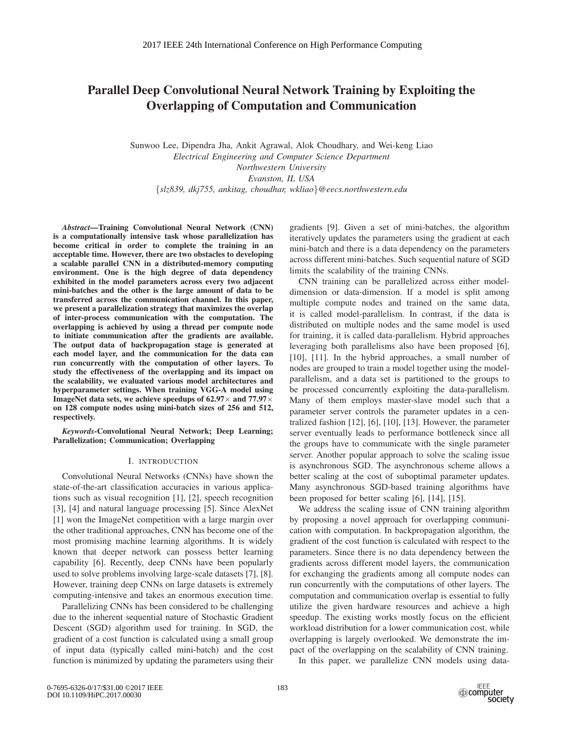# Parallel Deep Convolutional Neural Network Training by Exploiting the Overlapping of Computation and Communication

Sunwoo Lee, Dipendra Jha, Ankit Agrawal, Alok Choudhary, and Wei-keng Liao

*Electrical Engineering and Computer Science Department*
*Northwestern University*
*Evanston, IL USA*
{*slz839, dkj755, ankitag, choudhar, wkliao*}*@eecs.northwestern.edu*

***Abstract*—Training Convolutional Neural Network (CNN) is a computationally intensive task whose parallelization has become critical in order to complete the training in an acceptable time. However, there are two obstacles to developing a scalable parallel CNN in a distributed-memory computing environment. One is the high degree of data dependency exhibited in the model parameters across every two adjacent mini-batches and the other is the large amount of data to be transferred across the communication channel. In this paper, we present a parallelization strategy that maximizes the overlap of inter-process communication with the computation. The overlapping is achieved by using a thread per compute node to initiate communication after the gradients are available. The output data of backpropagation stage is generated at each model layer, and the communication for the data can run concurrently with the computation of other layers. To study the effectiveness of the overlapping and its impact on the scalability, we evaluated various model architectures and hyperparameter settings. When training VGG-A model using ImageNet data sets, we achieve speedups of 62.97× and 77.97× on 128 compute nodes using mini-batch sizes of 256 and 512, respectively.**

***Keywords*-Convolutional Neural Network; Deep Learning; Parallelization; Communication; Overlapping**

## I. Introduction

Convolutional Neural Networks (CNNs) have shown the state-of-the-art classification accuracies in various applications such as visual recognition [1], [2], speech recognition [3], [4] and natural language processing [5]. Since AlexNet [1] won the ImageNet competition with a large margin over the other traditional approaches, CNN has become one of the most promising machine learning algorithms. It is widely known that deeper network can possess better learning capability [6]. Recently, deep CNNs have been popularly used to solve problems involving large-scale datasets [7], [8]. However, training deep CNNs on large datasets is extremely computing-intensive and takes an enormous execution time.

Parallelizing CNNs has been considered to be challenging due to the inherent sequential nature of Stochastic Gradient Descent (SGD) algorithm used for training. In SGD, the gradient of a cost function is calculated using a small group of input data (typically called mini-batch) and the cost function is minimized by updating the parameters using their gradients [9]. Given a set of mini-batches, the algorithm iteratively updates the parameters using the gradient at each mini-batch and there is a data dependency on the parameters across different mini-batches. Such sequential nature of SGD limits the scalability of the training CNNs.

CNN training can be parallelized across either model-dimension or data-dimension. If a model is split among multiple compute nodes and trained on the same data, it is called model-parallelism. In contrast, if the data is distributed on multiple nodes and the same model is used for training, it is called data-parallelism. Hybrid approaches leveraging both parallelisms also have been proposed [6], [10], [11]. In the hybrid approaches, a small number of nodes are grouped to train a model together using the model-parallelism, and a data set is partitioned to the groups to be processed concurrently exploiting the data-parallelism. Many of them employs master-slave model such that a parameter server controls the parameter updates in a centralized fashion [12], [6], [10], [13]. However, the parameter server eventually leads to performance bottleneck since all the groups have to communicate with the single parameter server. Another popular approach to solve the scaling issue is asynchronous SGD. The asynchronous scheme allows a better scaling at the cost of suboptimal parameter updates. Many asynchronous SGD-based training algorithms have been proposed for better scaling [6], [14], [15].

We address the scaling issue of CNN training algorithm by proposing a novel approach for overlapping communication with computation. In backpropagation algorithm, the gradient of the cost function is calculated with respect to the parameters. Since there is no data dependency between the gradients across different model layers, the communication for exchanging the gradients among all compute nodes can run concurrently with the computations of other layers. The computation and communication overlap is essential to fully utilize the given hardware resources and achieve a high speedup. The existing works mostly focus on the efficient workload distribution for a lower communication cost, while overlapping is largely overlooked. We demonstrate the impact of the overlapping on the scalability of CNN training.

In this paper, we parallelize CNN models using data-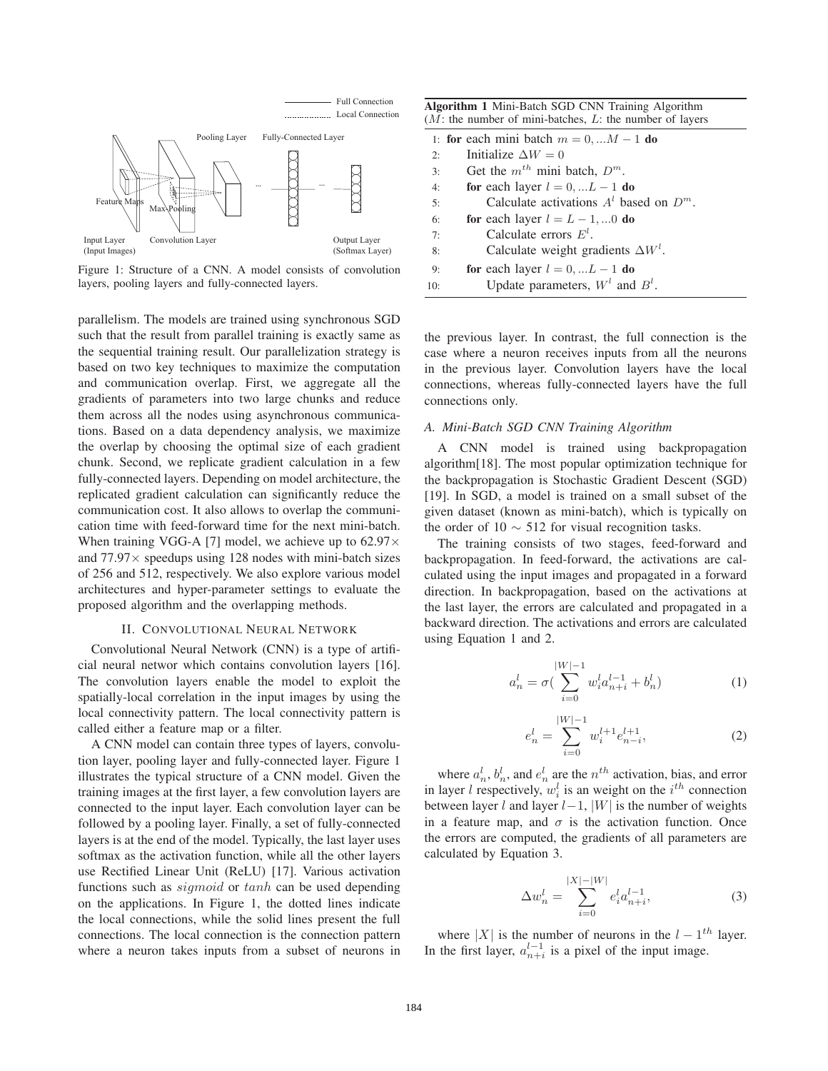Figure 1: Structure of a CNN. A model consists of convolution layers, pooling layers and fully-connected layers.

parallelism. The models are trained using synchronous SGD such that the result from parallel training is exactly same as the sequential training result. Our parallelization strategy is based on two key techniques to maximize the computation and communication overlap. First, we aggregate all the gradients of parameters into two large chunks and reduce them across all the nodes using asynchronous communications. Based on a data dependency analysis, we maximize the overlap by choosing the optimal size of each gradient chunk. Second, we replicate gradient calculation in a few fully-connected layers. Depending on model architecture, the replicated gradient calculation can significantly reduce the communication cost. It also allows to overlap the communication time with feed-forward time for the next mini-batch. When training VGG-A [7] model, we achieve up to 62.97× and 77.97× speedups using 128 nodes with mini-batch sizes of 256 and 512, respectively. We also explore various model architectures and hyper-parameter settings to evaluate the proposed algorithm and the overlapping methods.

## II. Convolutional Neural Network

Convolutional Neural Network (CNN) is a type of artificial neural networ which contains convolution layers [16]. The convolution layers enable the model to exploit the spatially-local correlation in the input images by using the local connectivity pattern. The local connectivity pattern is called either a feature map or a filter.

A CNN model can contain three types of layers, convolution layer, pooling layer and fully-connected layer. Figure 1 illustrates the typical structure of a CNN model. Given the training images at the first layer, a few convolution layers are connected to the input layer. Each convolution layer can be followed by a pooling layer. Finally, a set of fully-connected layers is at the end of the model. Typically, the last layer uses softmax as the activation function, while all the other layers use Rectified Linear Unit (ReLU) [17]. Various activation functions such as $sigmoid$ or $tanh$ can be used depending on the applications. In Figure 1, the dotted lines indicate the local connections, while the solid lines present the full connections. The local connection is the connection pattern where a neuron takes inputs from a subset of neurons in the previous layer. In contrast, the full connection is the case where a neuron receives inputs from all the neurons in the previous layer. Convolution layers have the local connections, whereas fully-connected layers have the full connections only.

**Algorithm 1** Mini-Batch SGD CNN Training Algorithm ($M$: the number of mini-batches, $L$: the number of layers

```
1: for each mini batch m = 0, ...M − 1 do
2:     Initialize ΔW = 0
3:     Get the m^th mini batch, D^m.
4:     for each layer l = 0, ...L − 1 do
5:         Calculate activations A^l based on D^m.
6:     for each layer l = L − 1, ...0 do
7:         Calculate errors E^l.
8:         Calculate weight gradients ΔW^l.
9:     for each layer l = 0, ...L − 1 do
10:        Update parameters, W^l and B^l.
```

### A. Mini-Batch SGD CNN Training Algorithm

A CNN model is trained using backpropagation algorithm[18]. The most popular optimization technique for the backpropagation is Stochastic Gradient Descent (SGD) [19]. In SGD, a model is trained on a small subset of the given dataset (known as mini-batch), which is typically on the order of $10 \sim 512$ for visual recognition tasks.

The training consists of two stages, feed-forward and backpropagation. In feed-forward, the activations are calculated using the input images and propagated in a forward direction. In backpropagation, based on the activations at the last layer, the errors are calculated and propagated in a backward direction. The activations and errors are calculated using Equation 1 and 2.

$$a_n^l = \sigma\left(\sum_{i=0}^{|W|-1} w_i^l a_{n+i}^{l-1} + b_n^l\right) \tag{1}$$

$$e_n^l = \sum_{i=0}^{|W|-1} w_i^{l+1} e_{n-i}^{l+1}, \tag{2}$$

where $a_n^l$, $b_n^l$, and $e_n^l$ are the $n^{th}$ activation, bias, and error in layer $l$ respectively, $w_i^l$ is an weight on the $i^{th}$ connection between layer $l$ and layer $l-1$, $|W|$ is the number of weights in a feature map, and $\sigma$ is the activation function. Once the errors are computed, the gradients of all parameters are calculated by Equation 3.

$$\Delta w_n^l = \sum_{i=0}^{|X|-|W|} e_i^l a_{n+i}^{l-1}, \tag{3}$$

where $|X|$ is the number of neurons in the $l-1^{th}$ layer. In the first layer, $a_{n+i}^{l-1}$ is a pixel of the input image.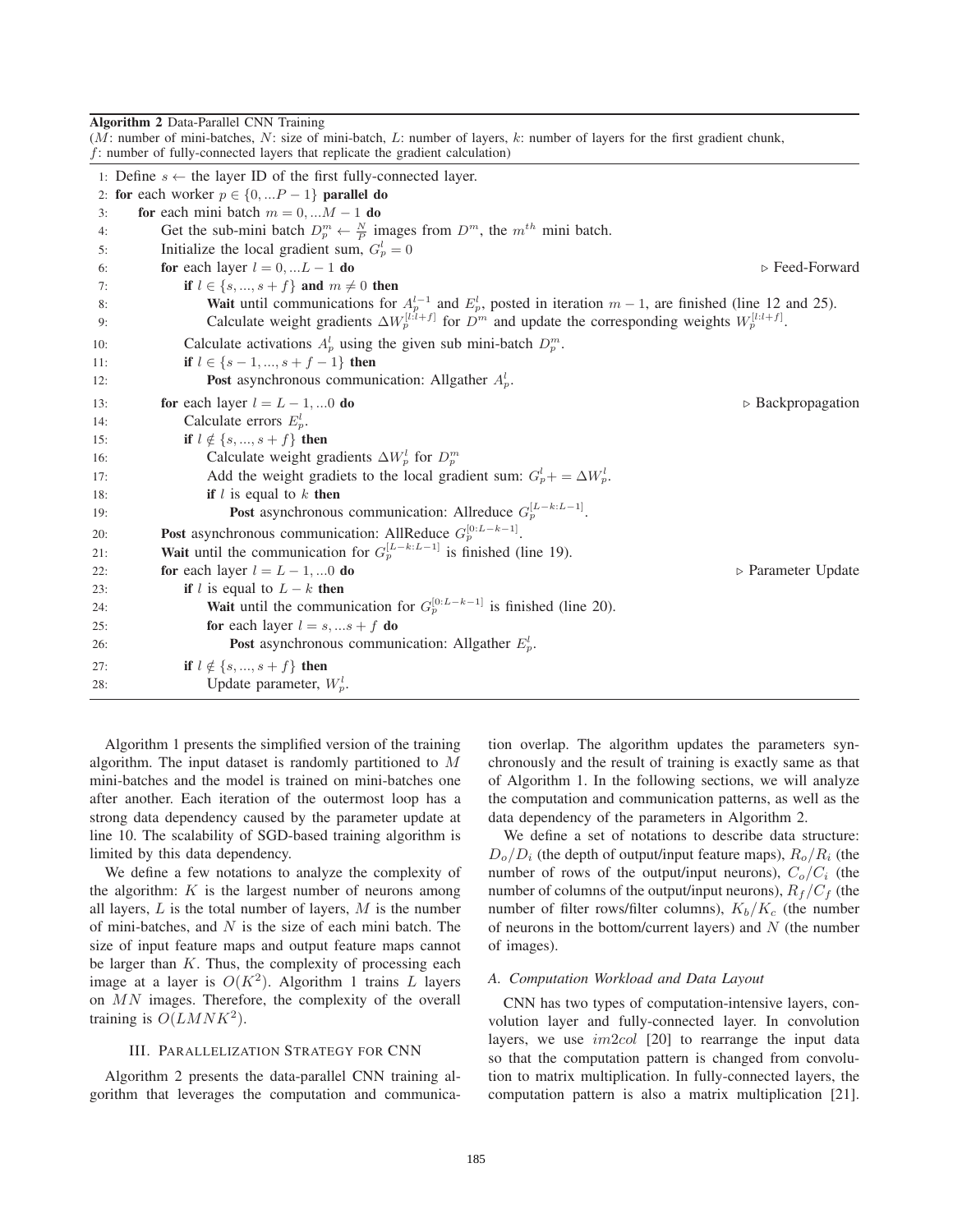**Algorithm 2** Data-Parallel CNN Training

($M$: number of mini-batches, $N$: size of mini-batch, $L$: number of layers, $k$: number of layers for the first gradient chunk, $f$: number of fully-connected layers that replicate the gradient calculation)

```
1: Define s ← the layer ID of the first fully-connected layer.
2: for each worker p ∈ {0, ...P − 1} parallel do
3:     for each mini batch m = 0, ...M − 1 do
4:         Get the sub-mini batch D_p^m ← N/P images from D^m, the m^th mini batch.
5:         Initialize the local gradient sum, G_p^l = 0
6:         for each layer l = 0, ...L − 1 do                                              ▷ Feed-Forward
7:             if l ∈ {s, ..., s + f} and m ≠ 0 then
8:                 Wait until communications for A_p^{l−1} and E_p^l, posted in iteration m − 1, are finished (line 12 and 25).
9:                 Calculate weight gradients ΔW_p^{[l:l+f]} for D^m and update the corresponding weights W_p^{[l:l+f]}.
10:            Calculate activations A_p^l using the given sub mini-batch D_p^m.
11:            if l ∈ {s − 1, ..., s + f − 1} then
12:                Post asynchronous communication: Allgather A_p^l.
13:        for each layer l = L − 1, ...0 do                                              ▷ Backpropagation
14:            Calculate errors E_p^l.
15:            if l ∉ {s, ..., s + f} then
16:                Calculate weight gradients ΔW_p^l for D_p^m
17:                Add the weight gradiets to the local gradient sum: G_p^l + = ΔW_p^l.
18:                if l is equal to k then
19:                    Post asynchronous communication: Allreduce G_p^{[L−k:L−1]}.
20:        Post asynchronous communication: AllReduce G_p^{[0:L−k−1]}.
21:        Wait until the communication for G_p^{[L−k:L−1]} is finished (line 19).
22:        for each layer l = L − 1, ...0 do                                              ▷ Parameter Update
23:            if l is equal to L − k then
24:                Wait until the communication for G_p^{[0:L−k−1]} is finished (line 20).
25:                for each layer l = s, ...s + f do
26:                    Post asynchronous communication: Allgather E_p^l.
27:            if l ∉ {s, ..., s + f} then
28:                Update parameter, W_p^l.
```

Algorithm 1 presents the simplified version of the training algorithm. The input dataset is randomly partitioned to $M$ mini-batches and the model is trained on mini-batches one after another. Each iteration of the outermost loop has a strong data dependency caused by the parameter update at line 10. The scalability of SGD-based training algorithm is limited by this data dependency.

We define a few notations to analyze the complexity of the algorithm: $K$ is the largest number of neurons among all layers, $L$ is the total number of layers, $M$ is the number of mini-batches, and $N$ is the size of each mini batch. The size of input feature maps and output feature maps cannot be larger than $K$. Thus, the complexity of processing each image at a layer is $O(K^2)$. Algorithm 1 trains $L$ layers on $MN$ images. Therefore, the complexity of the overall training is $O(LMNK^2)$.

## III. Parallelization Strategy for CNN

Algorithm 2 presents the data-parallel CNN training algorithm that leverages the computation and communication overlap. The algorithm updates the parameters synchronously and the result of training is exactly same as that of Algorithm 1. In the following sections, we will analyze the computation and communication patterns, as well as the data dependency of the parameters in Algorithm 2.

We define a set of notations to describe data structure: $D_o/D_i$ (the depth of output/input feature maps), $R_o/R_i$ (the number of rows of the output/input neurons), $C_o/C_i$ (the number of columns of the output/input neurons), $R_f/C_f$ (the number of filter rows/filter columns), $K_b/K_c$ (the number of neurons in the bottom/current layers) and $N$ (the number of images).

### A. Computation Workload and Data Layout

CNN has two types of computation-intensive layers, convolution layer and fully-connected layer. In convolution layers, we use $im2col$ [20] to rearrange the input data so that the computation pattern is changed from convolution to matrix multiplication. In fully-connected layers, the computation pattern is also a matrix multiplication [21].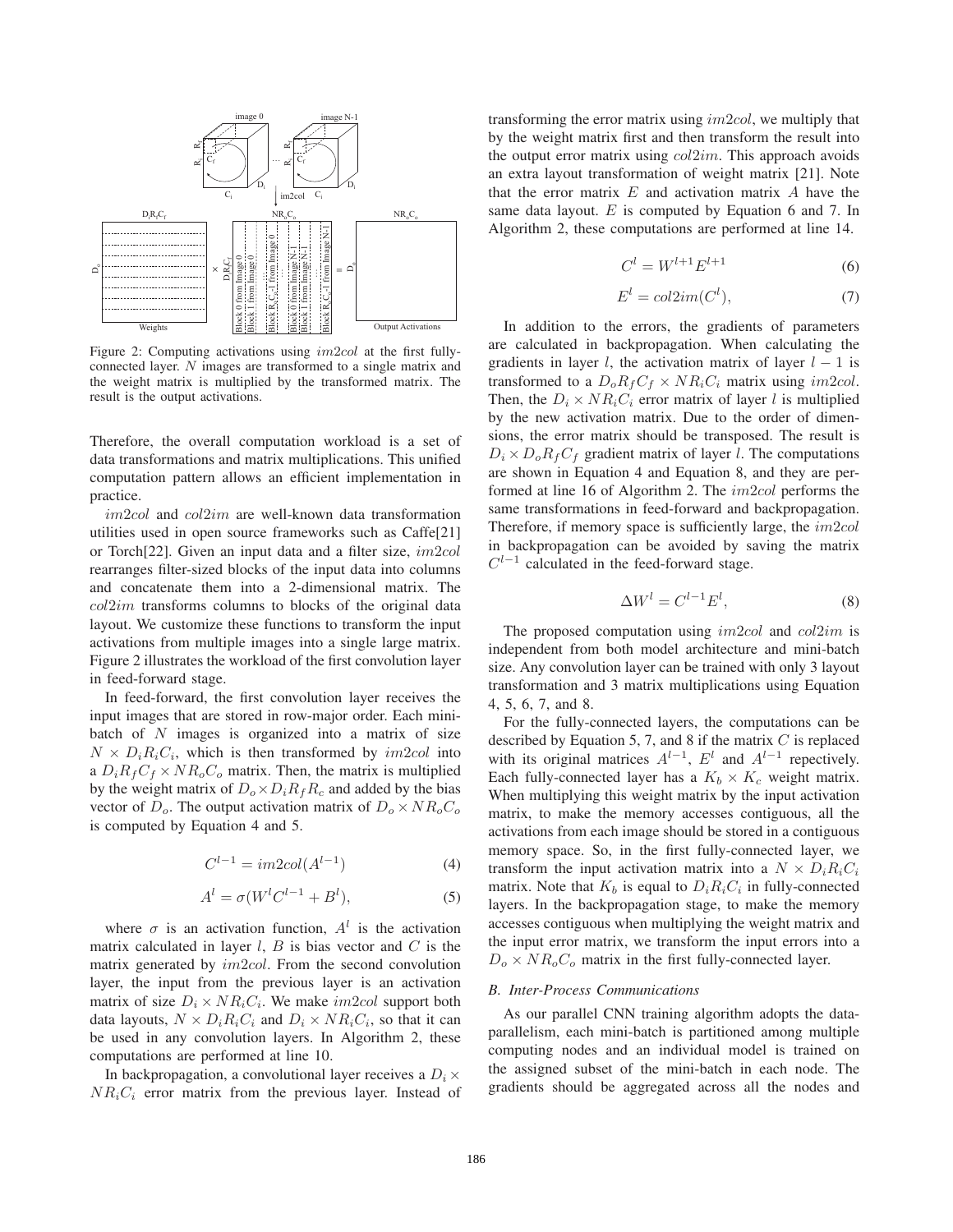Figure 2: Computing activations using $im2col$ at the first fully-connected layer. $N$ images are transformed to a single matrix and the weight matrix is multiplied by the transformed matrix. The result is the output activations.

Therefore, the overall computation workload is a set of data transformations and matrix multiplications. This unified computation pattern allows an efficient implementation in practice.

$im2col$ and $col2im$ are well-known data transformation utilities used in open source frameworks such as Caffe[21] or Torch[22]. Given an input data and a filter size, $im2col$ rearranges filter-sized blocks of the input data into columns and concatenate them into a 2-dimensional matrix. The $col2im$ transforms columns to blocks of the original data layout. We customize these functions to transform the input activations from multiple images into a single large matrix. Figure 2 illustrates the workload of the first convolution layer in feed-forward stage.

In feed-forward, the first convolution layer receives the input images that are stored in row-major order. Each mini-batch of $N$ images is organized into a matrix of size $N \times D_iR_iC_i$, which is then transformed by $im2col$ into a $D_iR_fC_f \times NR_oC_o$ matrix. Then, the matrix is multiplied by the weight matrix of $D_o \times D_iR_fR_c$ and added by the bias vector of $D_o$. The output activation matrix of $D_o \times NR_oC_o$ is computed by Equation 4 and 5.

$$C^{l-1} = im2col(A^{l-1}) \tag{4}$$

$$A^{l} = \sigma(W^{l}C^{l-1} + B^{l}), \tag{5}$$

where $\sigma$ is an activation function, $A^l$ is the activation matrix calculated in layer $l$, $B$ is bias vector and $C$ is the matrix generated by $im2col$. From the second convolution layer, the input from the previous layer is an activation matrix of size $D_i \times NR_iC_i$. We make $im2col$ support both data layouts, $N \times D_iR_iC_i$ and $D_i \times NR_iC_i$, so that it can be used in any convolution layers. In Algorithm 2, these computations are performed at line 10.

In backpropagation, a convolutional layer receives a $D_i \times NR_iC_i$ error matrix from the previous layer. Instead of transforming the error matrix using $im2col$, we multiply that by the weight matrix first and then transform the result into the output error matrix using $col2im$. This approach avoids an extra layout transformation of weight matrix [21]. Note that the error matrix $E$ and activation matrix $A$ have the same data layout. $E$ is computed by Equation 6 and 7. In Algorithm 2, these computations are performed at line 14.

$$C^{l} = W^{l+1}E^{l+1} \tag{6}$$

$$E^{l} = col2im(C^{l}), \tag{7}$$

In addition to the errors, the gradients of parameters are calculated in backpropagation. When calculating the gradients in layer $l$, the activation matrix of layer $l-1$ is transformed to a $D_oR_fC_f \times NR_iC_i$ matrix using $im2col$. Then, the $D_i \times NR_iC_i$ error matrix of layer $l$ is multiplied by the new activation matrix. Due to the order of dimensions, the error matrix should be transposed. The result is $D_i \times D_oR_fC_f$ gradient matrix of layer $l$. The computations are shown in Equation 4 and Equation 8, and they are performed at line 16 of Algorithm 2. The $im2col$ performs the same transformations in feed-forward and backpropagation. Therefore, if memory space is sufficiently large, the $im2col$ in backpropagation can be avoided by saving the matrix $C^{l-1}$ calculated in the feed-forward stage.

$$\Delta W^{l} = C^{l-1}E^{l}, \tag{8}$$

The proposed computation using $im2col$ and $col2im$ is independent from both model architecture and mini-batch size. Any convolution layer can be trained with only 3 layout transformation and 3 matrix multiplications using Equation 4, 5, 6, 7, and 8.

For the fully-connected layers, the computations can be described by Equation 5, 7, and 8 if the matrix $C$ is replaced with its original matrices $A^{l-1}$, $E^l$ and $A^{l-1}$ repectively. Each fully-connected layer has a $K_b \times K_c$ weight matrix. When multiplying this weight matrix by the input activation matrix, to make the memory accesses contiguous, all the activations from each image should be stored in a contiguous memory space. So, in the first fully-connected layer, we transform the input activation matrix into a $N \times D_iR_iC_i$ matrix. Note that $K_b$ is equal to $D_iR_iC_i$ in fully-connected layers. In the backpropagation stage, to make the memory accesses contiguous when multiplying the weight matrix and the input error matrix, we transform the input errors into a $D_o \times NR_oC_o$ matrix in the first fully-connected layer.

### B. Inter-Process Communications

As our parallel CNN training algorithm adopts the data-parallelism, each mini-batch is partitioned among multiple computing nodes and an individual model is trained on the assigned subset of the mini-batch in each node. The gradients should be aggregated across all the nodes and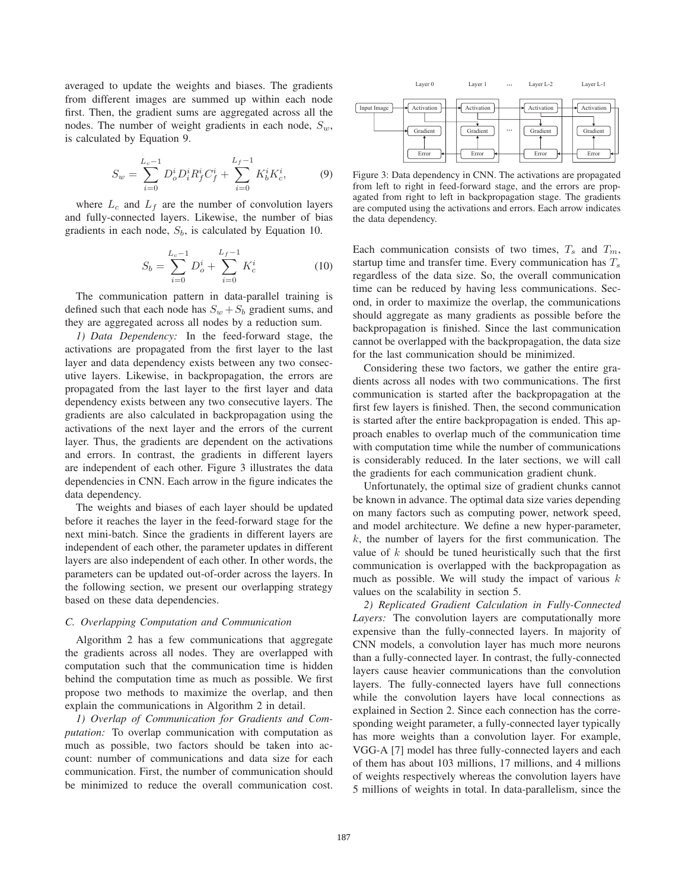averaged to update the weights and biases. The gradients from different images are summed up within each node first. Then, the gradient sums are aggregated across all the nodes. The number of weight gradients in each node, $S_w$, is calculated by Equation 9.

$$S_w = \sum_{i=0}^{L_c-1} D_o^i D_i^i R_f^i C_f^i + \sum_{i=0}^{L_f-1} K_b^i K_c^i, \tag{9}$$

where $L_c$ and $L_f$ are the number of convolution layers and fully-connected layers. Likewise, the number of bias gradients in each node, $S_b$, is calculated by Equation 10.

$$S_b = \sum_{i=0}^{L_c-1} D_o^i + \sum_{i=0}^{L_f-1} K_c^i \tag{10}$$

The communication pattern in data-parallel training is defined such that each node has $S_w + S_b$ gradient sums, and they are aggregated across all nodes by a reduction sum.

*1) Data Dependency:* In the feed-forward stage, the activations are propagated from the first layer to the last layer and data dependency exists between any two consecutive layers. Likewise, in backpropagation, the errors are propagated from the last layer to the first layer and data dependency exists between any two consecutive layers. The gradients are also calculated in backpropagation using the activations of the next layer and the errors of the current layer. Thus, the gradients are dependent on the activations and errors. In contrast, the gradients in different layers are independent of each other. Figure 3 illustrates the data dependencies in CNN. Each arrow in the figure indicates the data dependency.

The weights and biases of each layer should be updated before it reaches the layer in the feed-forward stage for the next mini-batch. Since the gradients in different layers are independent of each other, the parameter updates in different layers are also independent of each other. In other words, the parameters can be updated out-of-order across the layers. In the following section, we present our overlapping strategy based on these data dependencies.

### C. Overlapping Computation and Communication

Algorithm 2 has a few communications that aggregate the gradients across all nodes. They are overlapped with computation such that the communication time is hidden behind the computation time as much as possible. We first propose two methods to maximize the overlap, and then explain the communications in Algorithm 2 in detail.

*1) Overlap of Communication for Gradients and Computation:* To overlap communication with computation as much as possible, two factors should be taken into account: number of communications and data size for each communication. First, the number of communication should be minimized to reduce the overall communication cost.

Figure 3: Data dependency in CNN. The activations are propagated from left to right in feed-forward stage, and the errors are propagated from right to left in backpropagation stage. The gradients are computed using the activations and errors. Each arrow indicates the data dependency.

Each communication consists of two times, $T_s$ and $T_m$, startup time and transfer time. Every communication has $T_s$ regardless of the data size. So, the overall communication time can be reduced by having less communications. Second, in order to maximize the overlap, the communications should aggregate as many gradients as possible before the backpropagation is finished. Since the last communication cannot be overlapped with the backpropagation, the data size for the last communication should be minimized.

Considering these two factors, we gather the entire gradients across all nodes with two communications. The first communication is started after the backpropagation at the first few layers is finished. Then, the second communication is started after the entire backpropagation is ended. This approach enables to overlap much of the communication time with computation time while the number of communications is considerably reduced. In the later sections, we will call the gradients for each communication gradient chunk.

Unfortunately, the optimal size of gradient chunks cannot be known in advance. The optimal data size varies depending on many factors such as computing power, network speed, and model architecture. We define a new hyper-parameter, $k$, the number of layers for the first communication. The value of $k$ should be tuned heuristically such that the first communication is overlapped with the backpropagation as much as possible. We will study the impact of various $k$ values on the scalability in section 5.

*2) Replicated Gradient Calculation in Fully-Connected Layers:* The convolution layers are computationally more expensive than the fully-connected layers. In majority of CNN models, a convolution layer has much more neurons than a fully-connected layer. In contrast, the fully-connected layers cause heavier communications than the convolution layers. The fully-connected layers have full connections while the convolution layers have local connections as explained in Section 2. Since each connection has the corresponding weight parameter, a fully-connected layer typically has more weights than a convolution layer. For example, VGG-A [7] model has three fully-connected layers and each of them has about 103 millions, 17 millions, and 4 millions of weights respectively whereas the convolution layers have 5 millions of weights in total. In data-parallelism, since the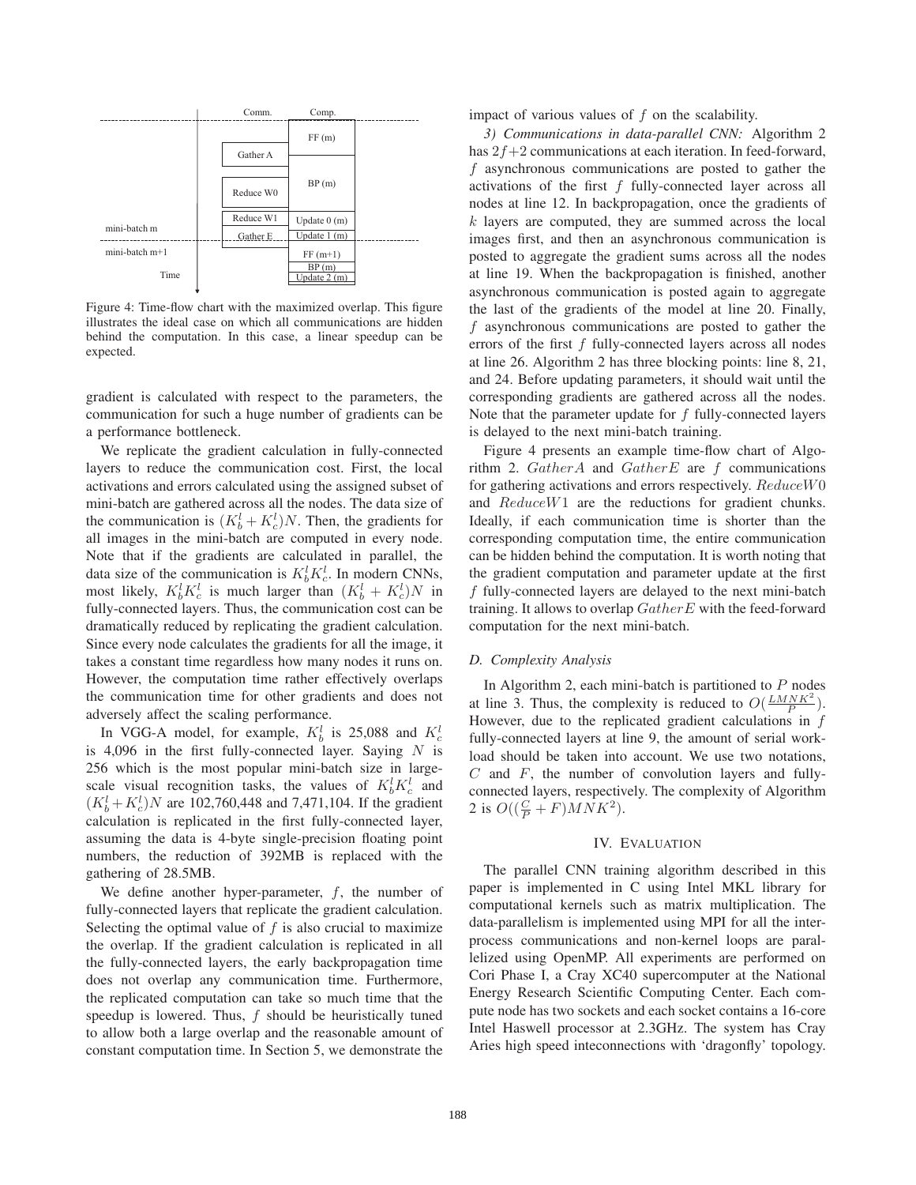Figure 4: Time-flow chart with the maximized overlap. This figure illustrates the ideal case on which all communications are hidden behind the computation. In this case, a linear speedup can be expected.

gradient is calculated with respect to the parameters, the communication for such a huge number of gradients can be a performance bottleneck.

We replicate the gradient calculation in fully-connected layers to reduce the communication cost. First, the local activations and errors calculated using the assigned subset of mini-batch are gathered across all the nodes. The data size of the communication is $(K_b^l + K_c^l)N$. Then, the gradients for all images in the mini-batch are computed in every node. Note that if the gradients are calculated in parallel, the data size of the communication is $K_b^l K_c^l$. In modern CNNs, most likely, $K_b^l K_c^l$ is much larger than $(K_b^l + K_c^l)N$ in fully-connected layers. Thus, the communication cost can be dramatically reduced by replicating the gradient calculation. Since every node calculates the gradients for all the image, it takes a constant time regardless how many nodes it runs on. However, the computation time rather effectively overlaps the communication time for other gradients and does not adversely affect the scaling performance.

In VGG-A model, for example, $K_b^l$ is 25,088 and $K_c^l$ is 4,096 in the first fully-connected layer. Saying $N$ is 256 which is the most popular mini-batch size in large-scale visual recognition tasks, the values of $K_b^l K_c^l$ and $(K_b^l + K_c^l)N$ are 102,760,448 and 7,471,104. If the gradient calculation is replicated in the first fully-connected layer, assuming the data is 4-byte single-precision floating point numbers, the reduction of 392MB is replaced with the gathering of 28.5MB.

We define another hyper-parameter, $f$, the number of fully-connected layers that replicate the gradient calculation. Selecting the optimal value of $f$ is also crucial to maximize the overlap. If the gradient calculation is replicated in all the fully-connected layers, the early backpropagation time does not overlap any communication time. Furthermore, the replicated computation can take so much time that the speedup is lowered. Thus, $f$ should be heuristically tuned to allow both a large overlap and the reasonable amount of constant computation time. In Section 5, we demonstrate the impact of various values of $f$ on the scalability.

*3) Communications in data-parallel CNN:* Algorithm 2 has $2f+2$ communications at each iteration. In feed-forward, $f$ asynchronous communications are posted to gather the activations of the first $f$ fully-connected layer across all nodes at line 12. In backpropagation, once the gradients of $k$ layers are computed, they are summed across the local images first, and then an asynchronous communication is posted to aggregate the gradient sums across all the nodes at line 19. When the backpropagation is finished, another asynchronous communication is posted again to aggregate the last of the gradients of the model at line 20. Finally, $f$ asynchronous communications are posted to gather the errors of the first $f$ fully-connected layers across all nodes at line 26. Algorithm 2 has three blocking points: line 8, 21, and 24. Before updating parameters, it should wait until the corresponding gradients are gathered across all the nodes. Note that the parameter update for $f$ fully-connected layers is delayed to the next mini-batch training.

Figure 4 presents an example time-flow chart of Algorithm 2. $GatherA$ and $GatherE$ are $f$ communications for gathering activations and errors respectively. $ReduceW0$ and $ReduceW1$ are the reductions for gradient chunks. Ideally, if each communication time is shorter than the corresponding computation time, the entire communication can be hidden behind the computation. It is worth noting that the gradient computation and parameter update at the first $f$ fully-connected layers are delayed to the next mini-batch training. It allows to overlap $GatherE$ with the feed-forward computation for the next mini-batch.

### D. Complexity Analysis

In Algorithm 2, each mini-batch is partitioned to $P$ nodes at line 3. Thus, the complexity is reduced to $O(\frac{LMNK^2}{P})$. However, due to the replicated gradient calculations in $f$ fully-connected layers at line 9, the amount of serial workload should be taken into account. We use two notations, $C$ and $F$, the number of convolution layers and fully-connected layers, respectively. The complexity of Algorithm 2 is $O((\frac{C}{P} + F)MNK^2)$.

## IV. Evaluation

The parallel CNN training algorithm described in this paper is implemented in C using Intel MKL library for computational kernels such as matrix multiplication. The data-parallelism is implemented using MPI for all the inter-process communications and non-kernel loops are parallelized using OpenMP. All experiments are performed on Cori Phase I, a Cray XC40 supercomputer at the National Energy Research Scientific Computing Center. Each compute node has two sockets and each socket contains a 16-core Intel Haswell processor at 2.3GHz. The system has Cray Aries high speed inteconnections with 'dragonfly' topology.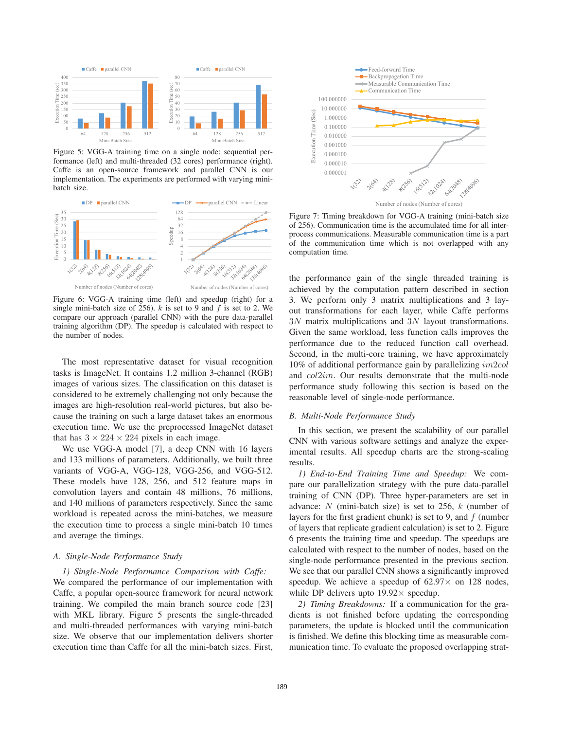Figure 5: VGG-A training time on a single node: sequential performance (left) and multi-threaded (32 cores) performance (right). Caffe is an open-source framework and parallel CNN is our implementation. The experiments are performed with varying mini-batch size.

Figure 6: VGG-A training time (left) and speedup (right) for a single mini-batch size of 256). $k$ is set to 9 and $f$ is set to 2. We compare our approach (parallel CNN) with the pure data-parallel training algorithm (DP). The speedup is calculated with respect to the number of nodes.

The most representative dataset for visual recognition tasks is ImageNet. It contains 1.2 million 3-channel (RGB) images of various sizes. The classification on this dataset is considered to be extremely challenging not only because the images are high-resolution real-world pictures, but also because the training on such a large dataset takes an enormous execution time. We use the preprocessed ImageNet dataset that has $3 \times 224 \times 224$ pixels in each image.

We use VGG-A model [7], a deep CNN with 16 layers and 133 millions of parameters. Additionally, we built three variants of VGG-A, VGG-128, VGG-256, and VGG-512. These models have 128, 256, and 512 feature maps in convolution layers and contain 48 millions, 76 millions, and 140 millions of parameters respectively. Since the same workload is repeated across the mini-batches, we measure the execution time to process a single mini-batch 10 times and average the timings.

### A. Single-Node Performance Study

*1) Single-Node Performance Comparison with Caffe:* We compared the performance of our implementation with Caffe, a popular open-source framework for neural network training. We compiled the main branch source code [23] with MKL library. Figure 5 presents the single-threaded and multi-threaded performances with varying mini-batch size. We observe that our implementation delivers shorter execution time than Caffe for all the mini-batch sizes. First, the performance gain of the single threaded training is achieved by the computation pattern described in section 3. We perform only 3 matrix multiplications and 3 layout transformations for each layer, while Caffe performs $3N$ matrix multiplications and $3N$ layout transformations. Given the same workload, less function calls improves the performance due to the reduced function call overhead. Second, in the multi-core training, we have approximately 10% of additional performance gain by parallelizing $im2col$ and $col2im$. Our results demonstrate that the multi-node performance study following this section is based on the reasonable level of single-node performance.

Figure 7: Timing breakdown for VGG-A training (mini-batch size of 256). Communication time is the accumulated time for all inter-process communications. Measurable communication time is a part of the communication time which is not overlapped with any computation time.

### B. Multi-Node Performance Study

In this section, we present the scalability of our parallel CNN with various software settings and analyze the experimental results. All speedup charts are the strong-scaling results.

*1) End-to-End Training Time and Speedup:* We compare our parallelization strategy with the pure data-parallel training of CNN (DP). Three hyper-parameters are set in advance: $N$ (mini-batch size) is set to 256, $k$ (number of layers for the first gradient chunk) is set to 9, and $f$ (number of layers that replicate gradient calculation) is set to 2. Figure 6 presents the training time and speedup. The speedups are calculated with respect to the number of nodes, based on the single-node performance presented in the previous section. We see that our parallel CNN shows a significantly improved speedup. We achieve a speedup of $62.97\times$ on 128 nodes, while DP delivers upto $19.92\times$ speedup.

*2) Timing Breakdowns:* If a communication for the gradients is not finished before updating the corresponding parameters, the update is blocked until the communication is finished. We define this blocking time as measurable communication time. To evaluate the proposed overlapping strat-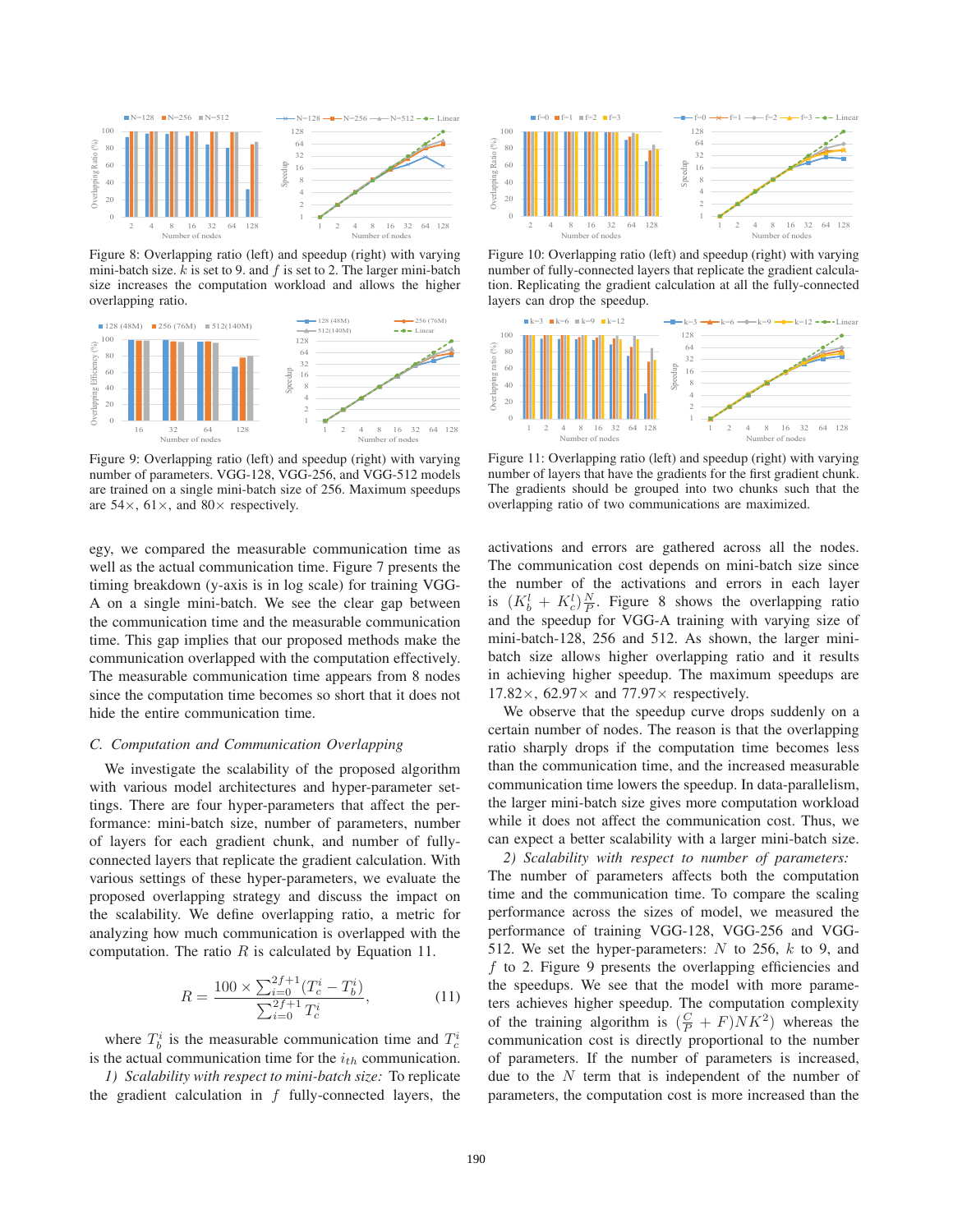Figure 8: Overlapping ratio (left) and speedup (right) with varying mini-batch size. $k$ is set to 9. and $f$ is set to 2. The larger mini-batch size increases the computation workload and allows the higher overlapping ratio.

Figure 9: Overlapping ratio (left) and speedup (right) with varying number of parameters. VGG-128, VGG-256, and VGG-512 models are trained on a single mini-batch size of 256. Maximum speedups are 54×, 61×, and 80× respectively.

Figure 10: Overlapping ratio (left) and speedup (right) with varying number of fully-connected layers that replicate the gradient calculation. Replicating the gradient calculation at all the fully-connected layers can drop the speedup.

Figure 11: Overlapping ratio (left) and speedup (right) with varying number of layers that have the gradients for the first gradient chunk. The gradients should be grouped into two chunks such that the overlapping ratio of two communications are maximized.

egy, we compared the measurable communication time as well as the actual communication time. Figure 7 presents the timing breakdown (y-axis is in log scale) for training VGG-A on a single mini-batch. We see the clear gap between the communication time and the measurable communication time. This gap implies that our proposed methods make the communication overlapped with the computation effectively. The measurable communication time appears from 8 nodes since the computation time becomes so short that it does not hide the entire communication time.

### C. Computation and Communication Overlapping

We investigate the scalability of the proposed algorithm with various model architectures and hyper-parameter settings. There are four hyper-parameters that affect the performance: mini-batch size, number of parameters, number of layers for each gradient chunk, and number of fully-connected layers that replicate the gradient calculation. With various settings of these hyper-parameters, we evaluate the proposed overlapping strategy and discuss the impact on the scalability. We define overlapping ratio, a metric for analyzing how much communication is overlapped with the computation. The ratio $R$ is calculated by Equation 11.

$$R = \frac{100 \times \sum_{i=0}^{2f+1}(T_c^i - T_b^i)}{\sum_{i=0}^{2f+1} T_c^i}, \tag{11}$$

where $T_b^i$ is the measurable communication time and $T_c^i$ is the actual communication time for the $i_{th}$ communication.

*1) Scalability with respect to mini-batch size:* To replicate the gradient calculation in $f$ fully-connected layers, the activations and errors are gathered across all the nodes. The communication cost depends on mini-batch size since the number of the activations and errors in each layer is $(K_b^l + K_c^l)\frac{N}{P}$. Figure 8 shows the overlapping ratio and the speedup for VGG-A training with varying size of mini-batch-128, 256 and 512. As shown, the larger mini-batch size allows higher overlapping ratio and it results in achieving higher speedup. The maximum speedups are 17.82×, 62.97× and 77.97× respectively.

We observe that the speedup curve drops suddenly on a certain number of nodes. The reason is that the overlapping ratio sharply drops if the computation time becomes less than the communication time, and the increased measurable communication time lowers the speedup. In data-parallelism, the larger mini-batch size gives more computation workload while it does not affect the communication cost. Thus, we can expect a better scalability with a larger mini-batch size.

*2) Scalability with respect to number of parameters:* The number of parameters affects both the computation time and the communication time. To compare the scaling performance across the sizes of model, we measured the performance of training VGG-128, VGG-256 and VGG-512. We set the hyper-parameters: $N$ to 256, $k$ to 9, and $f$ to 2. Figure 9 presents the overlapping efficiencies and the speedups. We see that the model with more parameters achieves higher speedup. The computation complexity of the training algorithm is $(\frac{C}{P} + F)NK^2$) whereas the communication cost is directly proportional to the number of parameters. If the number of parameters is increased, due to the $N$ term that is independent of the number of parameters, the computation cost is more increased than the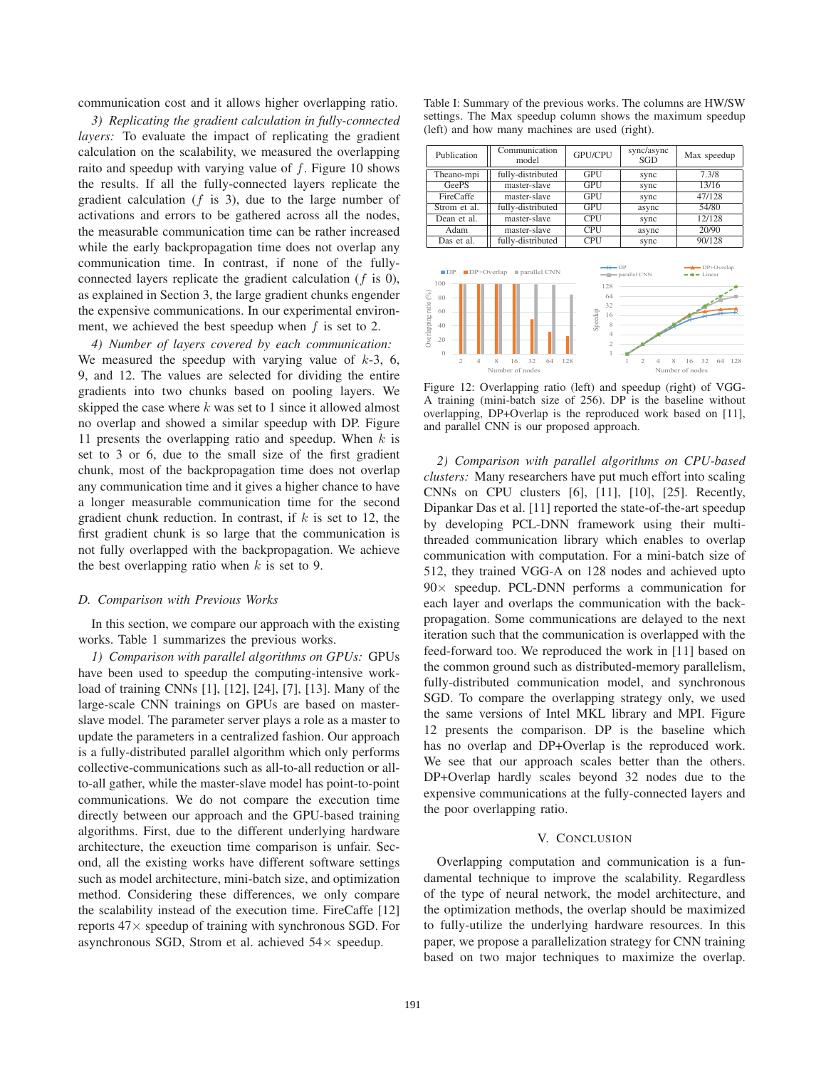communication cost and it allows higher overlapping ratio.

*3) Replicating the gradient calculation in fully-connected layers:* To evaluate the impact of replicating the gradient calculation on the scalability, we measured the overlapping raito and speedup with varying value of $f$. Figure 10 shows the results. If all the fully-connected layers replicate the gradient calculation ($f$ is 3), due to the large number of activations and errors to be gathered across all the nodes, the measurable communication time can be rather increased while the early backpropagation time does not overlap any communication time. In contrast, if none of the fully-connected layers replicate the gradient calculation ($f$ is 0), as explained in Section 3, the large gradient chunks engender the expensive communications. In our experimental environment, we achieved the best speedup when $f$ is set to 2.

*4) Number of layers covered by each communication:* We measured the speedup with varying value of $k$-3, 6, 9, and 12. The values are selected for dividing the entire gradients into two chunks based on pooling layers. We skipped the case where $k$ was set to 1 since it allowed almost no overlap and showed a similar speedup with DP. Figure 11 presents the overlapping ratio and speedup. When $k$ is set to 3 or 6, due to the small size of the first gradient chunk, most of the backpropagation time does not overlap any communication time and it gives a higher chance to have a longer measurable communication time for the second gradient chunk reduction. In contrast, if $k$ is set to 12, the first gradient chunk is so large that the communication is not fully overlapped with the backpropagation. We achieve the best overlapping ratio when $k$ is set to 9.

### D. Comparison with Previous Works

In this section, we compare our approach with the existing works. Table 1 summarizes the previous works.

*1) Comparison with parallel algorithms on GPUs:* GPUs have been used to speedup the computing-intensive workload of training CNNs [1], [12], [24], [7], [13]. Many of the large-scale CNN trainings on GPUs are based on master-slave model. The parameter server plays a role as a master to update the parameters in a centralized fashion. Our approach is a fully-distributed parallel algorithm which only performs collective-communications such as all-to-all reduction or all-to-all gather, while the master-slave model has point-to-point communications. We do not compare the execution time directly between our approach and the GPU-based training algorithms. First, due to the different underlying hardware architecture, the exeution time comparison is unfair. Second, all the existing works have different software settings such as model architecture, mini-batch size, and optimization method. Considering these differences, we only compare the scalability instead of the execution time. FireCaffe [12] reports 47× speedup of training with synchronous SGD. For asynchronous SGD, Strom et al. achieved 54× speedup.

Table I: Summary of the previous works. The columns are HW/SW settings. The Max speedup column shows the maximum speedup (left) and how many machines are used (right).

| Publication | Communication model | GPU/CPU | sync/async SGD | Max speedup |
|---|---|---|---|---|
| Theano-mpi | fully-distributed | GPU | sync | 7.3/8 |
| GeePS | master-slave | GPU | sync | 13/16 |
| FireCaffe | master-slave | GPU | sync | 47/128 |
| Strom et al. | fully-distributed | GPU | async | 54/80 |
| Dean et al. | master-slave | CPU | sync | 12/128 |
| Adam | master-slave | CPU | async | 20/90 |
| Das et al. | fully-distributed | CPU | sync | 90/128 |

Figure 12: Overlapping ratio (left) and speedup (right) of VGG-A training (mini-batch size of 256). DP is the baseline without overlapping, DP+Overlap is the reproduced work based on [11], and parallel CNN is our proposed approach.

*2) Comparison with parallel algorithms on CPU-based clusters:* Many researchers have put much effort into scaling CNNs on CPU clusters [6], [11], [10], [25]. Recently, Dipankar Das et al. [11] reported the state-of-the-art speedup by developing PCL-DNN framework using their multi-threaded communication library which enables to overlap communication with computation. For a mini-batch size of 512, they trained VGG-A on 128 nodes and achieved upto 90× speedup. PCL-DNN performs a communication for each layer and overlaps the communication with the back-propagation. Some communications are delayed to the next iteration such that the communication is overlapped with the feed-forward too. We reproduced the work in [11] based on the common ground such as distributed-memory parallelism, fully-distributed communication model, and synchronous SGD. To compare the overlapping strategy only, we used the same versions of Intel MKL library and MPI. Figure 12 presents the comparison. DP is the baseline which has no overlap and DP+Overlap is the reproduced work. We see that our approach scales better than the others. DP+Overlap hardly scales beyond 32 nodes due to the expensive communications at the fully-connected layers and the poor overlapping ratio.

## V. Conclusion

Overlapping computation and communication is a fundamental technique to improve the scalability. Regardless of the type of neural network, the model architecture, and the optimization methods, the overlap should be maximized to fully-utilize the underlying hardware resources. In this paper, we propose a parallelization strategy for CNN training based on two major techniques to maximize the overlap.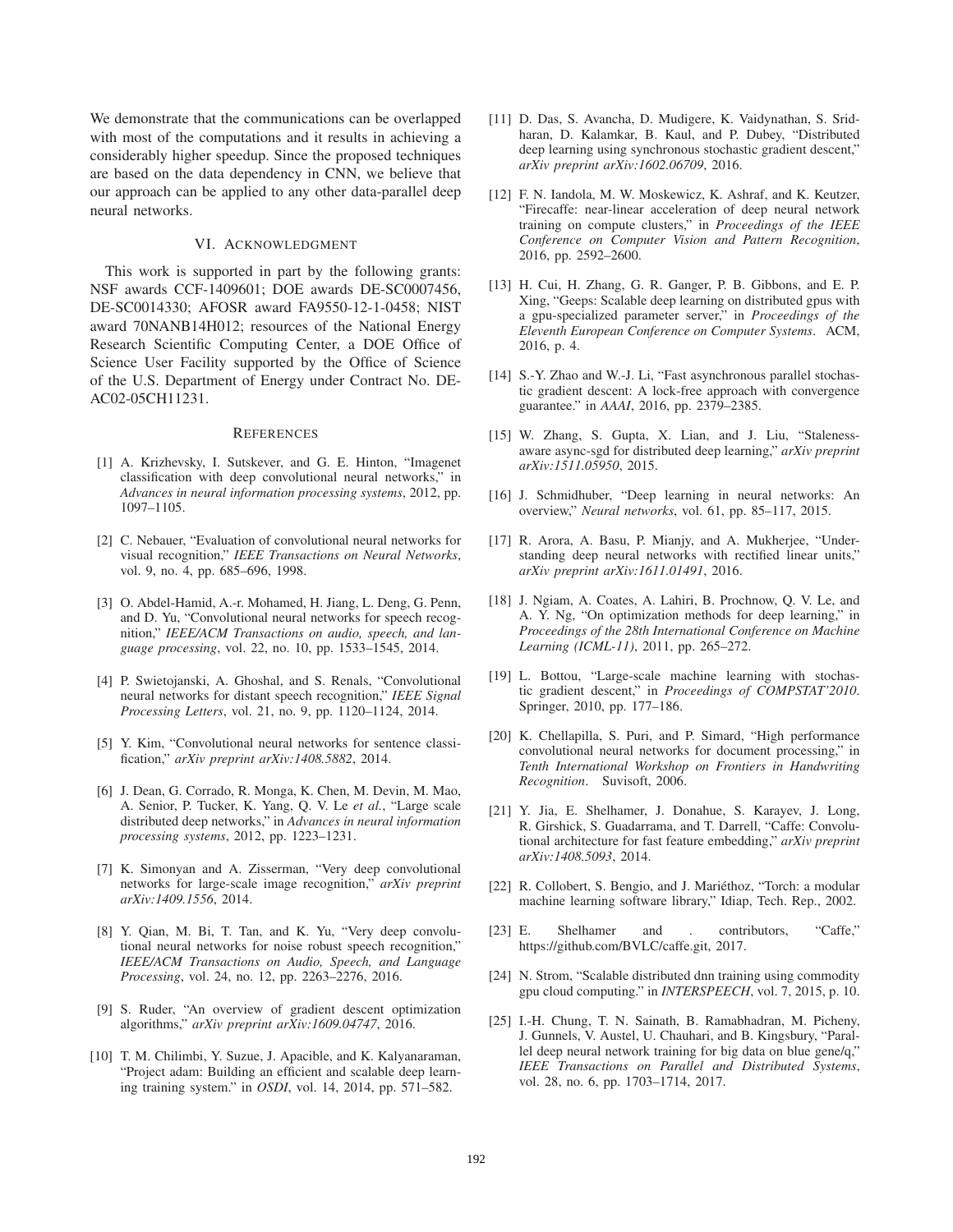We demonstrate that the communications can be overlapped with most of the computations and it results in achieving a considerably higher speedup. Since the proposed techniques are based on the data dependency in CNN, we believe that our approach can be applied to any other data-parallel deep neural networks.

## VI. Acknowledgment

This work is supported in part by the following grants: NSF awards CCF-1409601; DOE awards DE-SC0007456, DE-SC0014330; AFOSR award FA9550-12-1-0458; NIST award 70NANB14H012; resources of the National Energy Research Scientific Computing Center, a DOE Office of Science User Facility supported by the Office of Science of the U.S. Department of Energy under Contract No. DE-AC02-05CH11231.

## References

[1] A. Krizhevsky, I. Sutskever, and G. E. Hinton, "Imagenet classification with deep convolutional neural networks," in *Advances in neural information processing systems*, 2012, pp. 1097–1105.

[2] C. Nebauer, "Evaluation of convolutional neural networks for visual recognition," *IEEE Transactions on Neural Networks*, vol. 9, no. 4, pp. 685–696, 1998.

[3] O. Abdel-Hamid, A.-r. Mohamed, H. Jiang, L. Deng, G. Penn, and D. Yu, "Convolutional neural networks for speech recognition," *IEEE/ACM Transactions on audio, speech, and language processing*, vol. 22, no. 10, pp. 1533–1545, 2014.

[4] P. Swietojanski, A. Ghoshal, and S. Renals, "Convolutional neural networks for distant speech recognition," *IEEE Signal Processing Letters*, vol. 21, no. 9, pp. 1120–1124, 2014.

[5] Y. Kim, "Convolutional neural networks for sentence classification," *arXiv preprint arXiv:1408.5882*, 2014.

[6] J. Dean, G. Corrado, R. Monga, K. Chen, M. Devin, M. Mao, A. Senior, P. Tucker, K. Yang, Q. V. Le *et al.*, "Large scale distributed deep networks," in *Advances in neural information processing systems*, 2012, pp. 1223–1231.

[7] K. Simonyan and A. Zisserman, "Very deep convolutional networks for large-scale image recognition," *arXiv preprint arXiv:1409.1556*, 2014.

[8] Y. Qian, M. Bi, T. Tan, and K. Yu, "Very deep convolutional neural networks for noise robust speech recognition," *IEEE/ACM Transactions on Audio, Speech, and Language Processing*, vol. 24, no. 12, pp. 2263–2276, 2016.

[9] S. Ruder, "An overview of gradient descent optimization algorithms," *arXiv preprint arXiv:1609.04747*, 2016.

[10] T. M. Chilimbi, Y. Suzue, J. Apacible, and K. Kalyanaraman, "Project adam: Building an efficient and scalable deep learning training system." in *OSDI*, vol. 14, 2014, pp. 571–582.

[11] D. Das, S. Avancha, D. Mudigere, K. Vaidynathan, S. Sridharan, D. Kalamkar, B. Kaul, and P. Dubey, "Distributed deep learning using synchronous stochastic gradient descent," *arXiv preprint arXiv:1602.06709*, 2016.

[12] F. N. Iandola, M. W. Moskewicz, K. Ashraf, and K. Keutzer, "Firecaffe: near-linear acceleration of deep neural network training on compute clusters," in *Proceedings of the IEEE Conference on Computer Vision and Pattern Recognition*, 2016, pp. 2592–2600.

[13] H. Cui, H. Zhang, G. R. Ganger, P. B. Gibbons, and E. P. Xing, "Geeps: Scalable deep learning on distributed gpus with a gpu-specialized parameter server," in *Proceedings of the Eleventh European Conference on Computer Systems*. ACM, 2016, p. 4.

[14] S.-Y. Zhao and W.-J. Li, "Fast asynchronous parallel stochastic gradient descent: A lock-free approach with convergence guarantee." in *AAAI*, 2016, pp. 2379–2385.

[15] W. Zhang, S. Gupta, X. Lian, and J. Liu, "Staleness-aware async-sgd for distributed deep learning," *arXiv preprint arXiv:1511.05950*, 2015.

[16] J. Schmidhuber, "Deep learning in neural networks: An overview," *Neural networks*, vol. 61, pp. 85–117, 2015.

[17] R. Arora, A. Basu, P. Mianjy, and A. Mukherjee, "Understanding deep neural networks with rectified linear units," *arXiv preprint arXiv:1611.01491*, 2016.

[18] J. Ngiam, A. Coates, A. Lahiri, B. Prochnow, Q. V. Le, and A. Y. Ng, "On optimization methods for deep learning," in *Proceedings of the 28th International Conference on Machine Learning (ICML-11)*, 2011, pp. 265–272.

[19] L. Bottou, "Large-scale machine learning with stochastic gradient descent," in *Proceedings of COMPSTAT'2010*. Springer, 2010, pp. 177–186.

[20] K. Chellapilla, S. Puri, and P. Simard, "High performance convolutional neural networks for document processing," in *Tenth International Workshop on Frontiers in Handwriting Recognition*. Suvisoft, 2006.

[21] Y. Jia, E. Shelhamer, J. Donahue, S. Karayev, J. Long, R. Girshick, S. Guadarrama, and T. Darrell, "Caffe: Convolutional architecture for fast feature embedding," *arXiv preprint arXiv:1408.5093*, 2014.

[22] R. Collobert, S. Bengio, and J. Mariéthoz, "Torch: a modular machine learning software library," Idiap, Tech. Rep., 2002.

[23] E. Shelhamer and . contributors, "Caffe," https://github.com/BVLC/caffe.git, 2017.

[24] N. Strom, "Scalable distributed dnn training using commodity gpu cloud computing." in *INTERSPEECH*, vol. 7, 2015, p. 10.

[25] I.-H. Chung, T. N. Sainath, B. Ramabhadran, M. Picheny, J. Gunnels, V. Austel, U. Chauhari, and B. Kingsbury, "Parallel deep neural network training for big data on blue gene/q," *IEEE Transactions on Parallel and Distributed Systems*, vol. 28, no. 6, pp. 1703–1714, 2017.